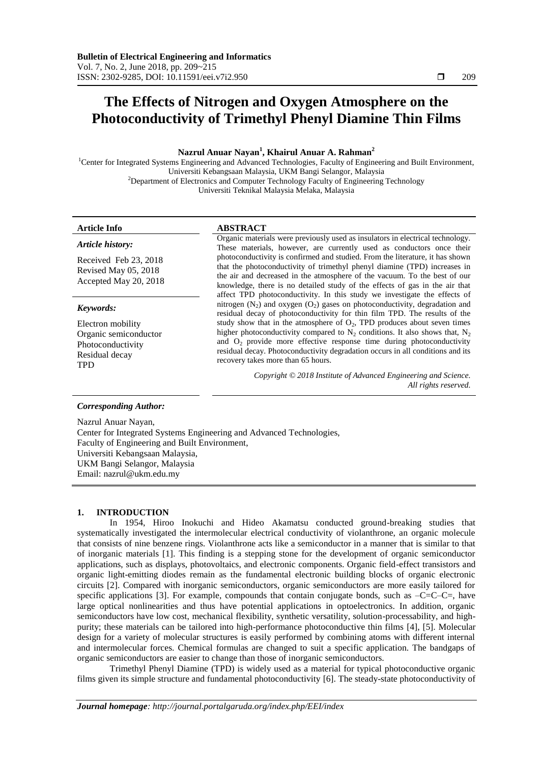# The Effects of Nitrogen and Oxygen Atmosphere on the Photoconductivity of Trimethyl Phenyl Diamine Thin Films

**Nazrul Anuar Nayan[1], Khairul Anuar A. Rahman[2]**

[1]Center for Integrated Systems Engineering and Advanced Technologies, Faculty of Engineering and Built Environment, Universiti Kebangsaan Malaysia, UKM Bangi Selangor, Malaysia
[2]Department of Electronics and Computer Technology Faculty of Engineering Technology Universiti Teknikal Malaysia Melaka, Malaysia

**Article Info**

*Article history:*

Received Feb 23, 2018
Revised May 05, 2018
Accepted May 20, 2018

*Keywords:*

Electron mobility
Organic semiconductor
Photoconductivity
Residual decay
TPD

**ABSTRACT**

Organic materials were previously used as insulators in electrical technology. These materials, however, are currently used as conductors once their photoconductivity is confirmed and studied. From the literature, it has shown that the photoconductivity of trimethyl phenyl diamine (TPD) increases in the air and decreased in the atmosphere of the vacuum. To the best of our knowledge, there is no detailed study of the effects of gas in the air that affect TPD photoconductivity. In this study we investigate the effects of nitrogen ($N_2$) and oxygen ($O_2$) gases on photoconductivity, degradation and residual decay of photoconductivity for thin film TPD. The results of the study show that in the atmosphere of $O_2$, TPD produces about seven times higher photoconductivity compared to $N_2$ conditions. It also shows that, $N_2$ and $O_2$ provide more effective response time during photoconductivity residual decay. Photoconductivity degradation occurs in all conditions and its recovery takes more than 65 hours.

*Copyright © 2018 Institute of Advanced Engineering and Science. All rights reserved.*

***Corresponding Author:***

Nazrul Anuar Nayan,
Center for Integrated Systems Engineering and Advanced Technologies,
Faculty of Engineering and Built Environment,
Universiti Kebangsaan Malaysia,
UKM Bangi Selangor, Malaysia
Email: nazrul@ukm.edu.my

## 1. INTRODUCTION

In 1954, Hiroo Inokuchi and Hideo Akamatsu conducted ground-breaking studies that systematically investigated the intermolecular electrical conductivity of violanthrone, an organic molecule that consists of nine benzene rings. Violanthrone acts like a semiconductor in a manner that is similar to that of inorganic materials [1]. This finding is a stepping stone for the development of organic semiconductor applications, such as displays, photovoltaics, and electronic components. Organic field-effect transistors and organic light-emitting diodes remain as the fundamental electronic building blocks of organic electronic circuits [2]. Compared with inorganic semiconductors, organic semiconductors are more easily tailored for specific applications [3]. For example, compounds that contain conjugate bonds, such as –C=C–C=, have large optical nonlinearities and thus have potential applications in optoelectronics. In addition, organic semiconductors have low cost, mechanical flexibility, synthetic versatility, solution-processability, and high-purity; these materials can be tailored into high-performance photoconductive thin films [4], [5]. Molecular design for a variety of molecular structures is easily performed by combining atoms with different internal and intermolecular forces. Chemical formulas are changed to suit a specific application. The bandgaps of organic semiconductors are easier to change than those of inorganic semiconductors.

Trimethyl Phenyl Diamine (TPD) is widely used as a material for typical photoconductive organic films given its simple structure and fundamental photoconductivity [6]. The steady-state photoconductivity of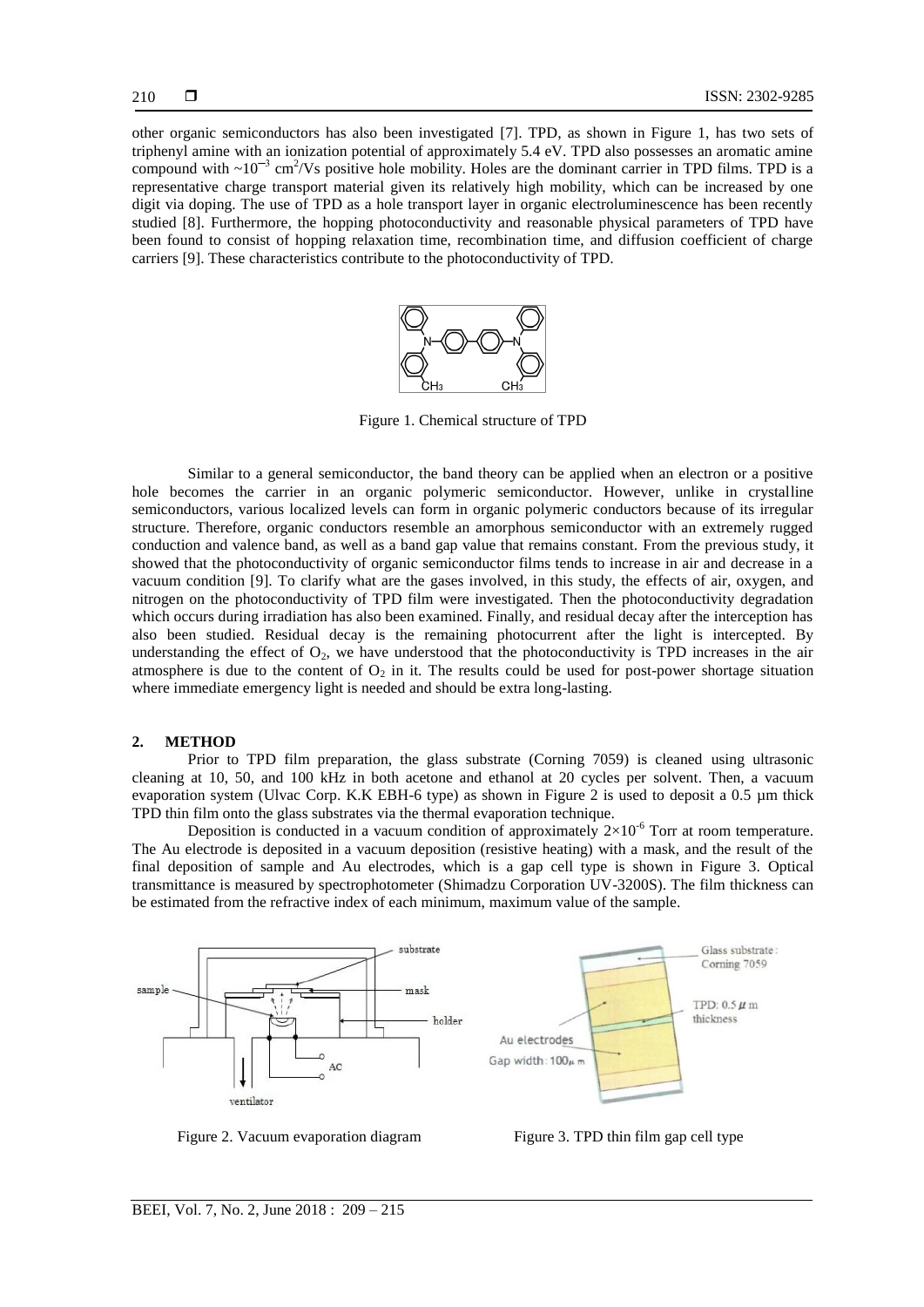other organic semiconductors has also been investigated [7]. TPD, as shown in Figure 1, has two sets of triphenyl amine with an ionization potential of approximately 5.4 eV. TPD also possesses an aromatic amine compound with ~$10^{-3}$ $cm^2$/Vs positive hole mobility. Holes are the dominant carrier in TPD films. TPD is a representative charge transport material given its relatively high mobility, which can be increased by one digit via doping. The use of TPD as a hole transport layer in organic electroluminescence has been recently studied [8]. Furthermore, the hopping photoconductivity and reasonable physical parameters of TPD have been found to consist of hopping relaxation time, recombination time, and diffusion coefficient of charge carriers [9]. These characteristics contribute to the photoconductivity of TPD.

Figure 1. Chemical structure of TPD

Similar to a general semiconductor, the band theory can be applied when an electron or a positive hole becomes the carrier in an organic polymeric semiconductor. However, unlike in crystalline semiconductors, various localized levels can form in organic polymeric conductors because of its irregular structure. Therefore, organic conductors resemble an amorphous semiconductor with an extremely rugged conduction and valence band, as well as a band gap value that remains constant. From the previous study, it showed that the photoconductivity of organic semiconductor films tends to increase in air and decrease in a vacuum condition [9]. To clarify what are the gases involved, in this study, the effects of air, oxygen, and nitrogen on the photoconductivity of TPD film were investigated. Then the photoconductivity degradation which occurs during irradiation has also been examined. Finally, and residual decay after the interception has also been studied. Residual decay is the remaining photocurrent after the light is intercepted. By understanding the effect of $O_2$, we have understood that the photoconductivity is TPD increases in the air atmosphere is due to the content of $O_2$ in it. The results could be used for post-power shortage situation where immediate emergency light is needed and should be extra long-lasting.

## 2. METHOD

Prior to TPD film preparation, the glass substrate (Corning 7059) is cleaned using ultrasonic cleaning at 10, 50, and 100 kHz in both acetone and ethanol at 20 cycles per solvent. Then, a vacuum evaporation system (Ulvac Corp. K.K EBH-6 type) as shown in Figure 2 is used to deposit a 0.5 µm thick TPD thin film onto the glass substrates via the thermal evaporation technique.

Deposition is conducted in a vacuum condition of approximately $2\times10^{-6}$ Torr at room temperature. The Au electrode is deposited in a vacuum deposition (resistive heating) with a mask, and the result of the final deposition of sample and Au electrodes, which is a gap cell type is shown in Figure 3. Optical transmittance is measured by spectrophotometer (Shimadzu Corporation UV-3200S). The film thickness can be estimated from the refractive index of each minimum, maximum value of the sample.

Figure 2. Vacuum evaporation diagram

Figure 3. TPD thin film gap cell type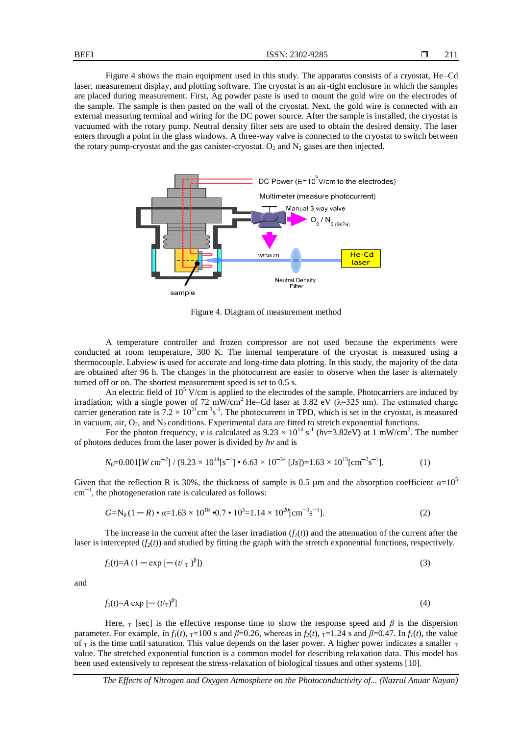Figure 4 shows the main equipment used in this study. The apparatus consists of a cryostat, He–Cd laser, measurement display, and plotting software. The cryostat is an air-tight enclosure in which the samples are placed during measurement. First, Ag powder paste is used to mount the gold wire on the electrodes of the sample. The sample is then pasted on the wall of the cryostat. Next, the gold wire is connected with an external measuring terminal and wiring for the DC power source. After the sample is installed, the cryostat is vacuumed with the rotary pump. Neutral density filter sets are used to obtain the desired density. The laser enters through a point in the glass windows. A three-way valve is connected to the cryostat to switch between the rotary pump-cryostat and the gas canister-cryostat. $O_2$ and $N_2$ gases are then injected.

Figure 4. Diagram of measurement method

A temperature controller and frozen compressor are not used because the experiments were conducted at room temperature, 300 K. The internal temperature of the cryostat is measured using a thermocouple. Labview is used for accurate and long-time data plotting. In this study, the majority of the data are obtained after 96 h. The changes in the photocurrent are easier to observe when the laser is alternately turned off or on. The shortest measurement speed is set to 0.5 s.

An electric field of $10^5$ V/cm is applied to the electrodes of the sample. Photocarriers are induced by irradiation; with a single power of 72 mW/cm$^2$ He–Cd laser at 3.82 eV ($\lambda$=325 nm). The estimated charge carrier generation rate is $7.2 \times 10^{21}$cm$^{-3}$s$^{-1}$. The photocurrent in TPD, which is set in the cryostat, is measured in vacuum, air, $O_2$, and $N_2$ conditions. Experimental data are fitted to stretch exponential functions.

For the photon frequency, $v$ is calculated as $9.23 \times 10^{14}$ s$^{-1}$ ($hv$=3.82eV) at 1 mW/cm$^2$. The number of photons deduces from the laser power is divided by $hv$ and is

$$N_0=0.001[W\,cm^{-2}] / (9.23 \times 10^{14}[s^{-1}] \bullet 6.63 \times 10^{-34}\,[Js])=1.63 \times 10^{15}[cm^{-2}s^{-1}]. \tag{1}$$

Given that the reflection R is 30%, the thickness of sample is 0.5 µm and the absorption coefficient $\alpha$=$10^5$ cm$^{-1}$, the photogeneration rate is calculated as follows:

$$G=N_0\,(1-R) \bullet \alpha=1.63 \times 10^{18} \bullet 0.7 \bullet 10^5=1.14 \times 10^{20}[cm^{-3}s^{-1}]. \tag{2}$$

The increase in the current after the laser irradiation ($f_1(t)$) and the attenuation of the current after the laser is intercepted ($f_2(t)$) and studied by fitting the graph with the stretch exponential functions, respectively.

$$f_1(t)=A\,(1-\exp\,[-(t/\tau)^{\beta}]) \tag{3}$$

and

$$f_2(t)=A\,\exp\,[-(t/\tau)^{\beta}] \tag{4}$$

Here, $\tau$ [sec] is the effective response time to show the response speed and $\beta$ is the dispersion parameter. For example, in $f_1(t)$, $\tau$=100 s and $\beta$=0.26, whereas in $f_2(t)$, $\tau$=1.24 s and $\beta$=0.47. In $f_1(t)$, the value of $\tau$ is the time until saturation. This value depends on the laser power. A higher power indicates a smaller $\tau$ value. The stretched exponential function is a common model for describing relaxation data. This model has been used extensively to represent the stress-relaxation of biological tissues and other systems [10].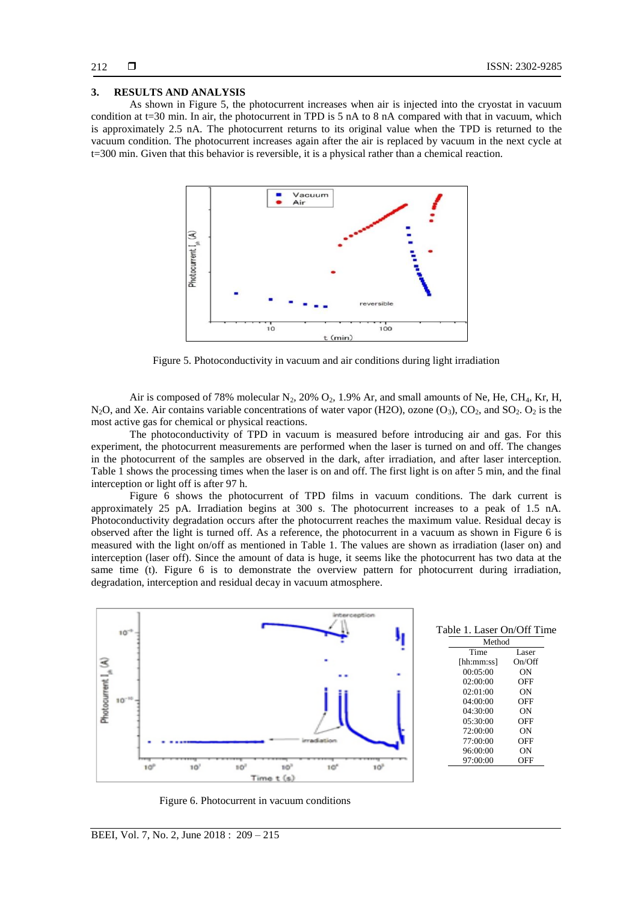## 3. RESULTS AND ANALYSIS

As shown in Figure 5, the photocurrent increases when air is injected into the cryostat in vacuum condition at t=30 min. In air, the photocurrent in TPD is 5 nA to 8 nA compared with that in vacuum, which is approximately 2.5 nA. The photocurrent returns to its original value when the TPD is returned to the vacuum condition. The photocurrent increases again after the air is replaced by vacuum in the next cycle at t=300 min. Given that this behavior is reversible, it is a physical rather than a chemical reaction.

Figure 5. Photoconductivity in vacuum and air conditions during light irradiation

Air is composed of 78% molecular $N_2$, 20% $O_2$, 1.9% Ar, and small amounts of Ne, He, $CH_4$, Kr, H, $N_2O$, and Xe. Air contains variable concentrations of water vapor (H2O), ozone ($O_3$), $CO_2$, and $SO_2$. $O_2$ is the most active gas for chemical or physical reactions.

The photoconductivity of TPD in vacuum is measured before introducing air and gas. For this experiment, the photocurrent measurements are performed when the laser is turned on and off. The changes in the photocurrent of the samples are observed in the dark, after irradiation, and after laser interception. Table 1 shows the processing times when the laser is on and off. The first light is on after 5 min, and the final interception or light off is after 97 h.

Figure 6 shows the photocurrent of TPD films in vacuum conditions. The dark current is approximately 25 pA. Irradiation begins at 300 s. The photocurrent increases to a peak of 1.5 nA. Photoconductivity degradation occurs after the photocurrent reaches the maximum value. Residual decay is observed after the light is turned off. As a reference, the photocurrent in a vacuum as shown in Figure 6 is measured with the light on/off as mentioned in Table 1. The values are shown as irradiation (laser on) and interception (laser off). Since the amount of data is huge, it seems like the photocurrent has two data at the same time (t). Figure 6 is to demonstrate the overview pattern for photocurrent during irradiation, degradation, interception and residual decay in vacuum atmosphere.

Figure 6. Photocurrent in vacuum conditions

Table 1. Laser On/Off Time

| Method | |
|---|---|
| Time [hh:mm:ss] | Laser On/Off |
| 00:05:00 | ON |
| 02:00:00 | OFF |
| 02:01:00 | ON |
| 04:00:00 | OFF |
| 04:30:00 | ON |
| 05:30:00 | OFF |
| 72:00:00 | ON |
| 77:00:00 | OFF |
| 96:00:00 | ON |
| 97:00:00 | OFF |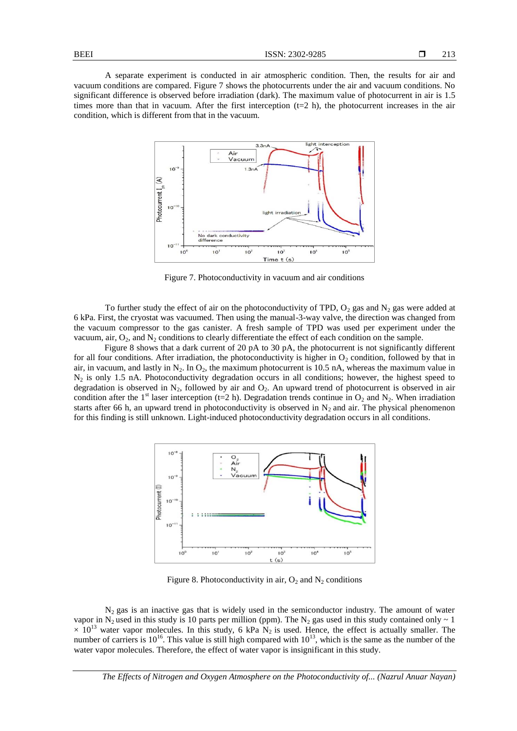A separate experiment is conducted in air atmospheric condition. Then, the results for air and vacuum conditions are compared. Figure 7 shows the photocurrents under the air and vacuum conditions. No significant difference is observed before irradiation (dark). The maximum value of photocurrent in air is 1.5 times more than that in vacuum. After the first interception (t=2 h), the photocurrent increases in the air condition, which is different from that in the vacuum.

Figure 7. Photoconductivity in vacuum and air conditions

To further study the effect of air on the photoconductivity of TPD, $O_2$ gas and $N_2$ gas were added at 6 kPa. First, the cryostat was vacuumed. Then using the manual-3-way valve, the direction was changed from the vacuum compressor to the gas canister. A fresh sample of TPD was used per experiment under the vacuum, air, $O_2$, and $N_2$ conditions to clearly differentiate the effect of each condition on the sample.

Figure 8 shows that a dark current of 20 pA to 30 pA, the photocurrent is not significantly different for all four conditions. After irradiation, the photoconductivity is higher in $O_2$ condition, followed by that in air, in vacuum, and lastly in $N_2$. In $O_2$, the maximum photocurrent is 10.5 nA, whereas the maximum value in $N_2$ is only 1.5 nA. Photoconductivity degradation occurs in all conditions; however, the highest speed to degradation is observed in $N_2$, followed by air and $O_2$. An upward trend of photocurrent is observed in air condition after the 1st laser interception (t=2 h). Degradation trends continue in $O_2$ and $N_2$. When irradiation starts after 66 h, an upward trend in photoconductivity is observed in $N_2$ and air. The physical phenomenon for this finding is still unknown. Light-induced photoconductivity degradation occurs in all conditions.

Figure 8. Photoconductivity in air, $O_2$ and $N_2$ conditions

$N_2$ gas is an inactive gas that is widely used in the semiconductor industry. The amount of water vapor in $N_2$ used in this study is 10 parts per million (ppm). The $N_2$ gas used in this study contained only ~ $1 \times 10^{13}$ water vapor molecules. In this study, 6 kPa $N_2$ is used. Hence, the effect is actually smaller. The number of carriers is $10^{16}$. This value is still high compared with $10^{13}$, which is the same as the number of the water vapor molecules. Therefore, the effect of water vapor is insignificant in this study.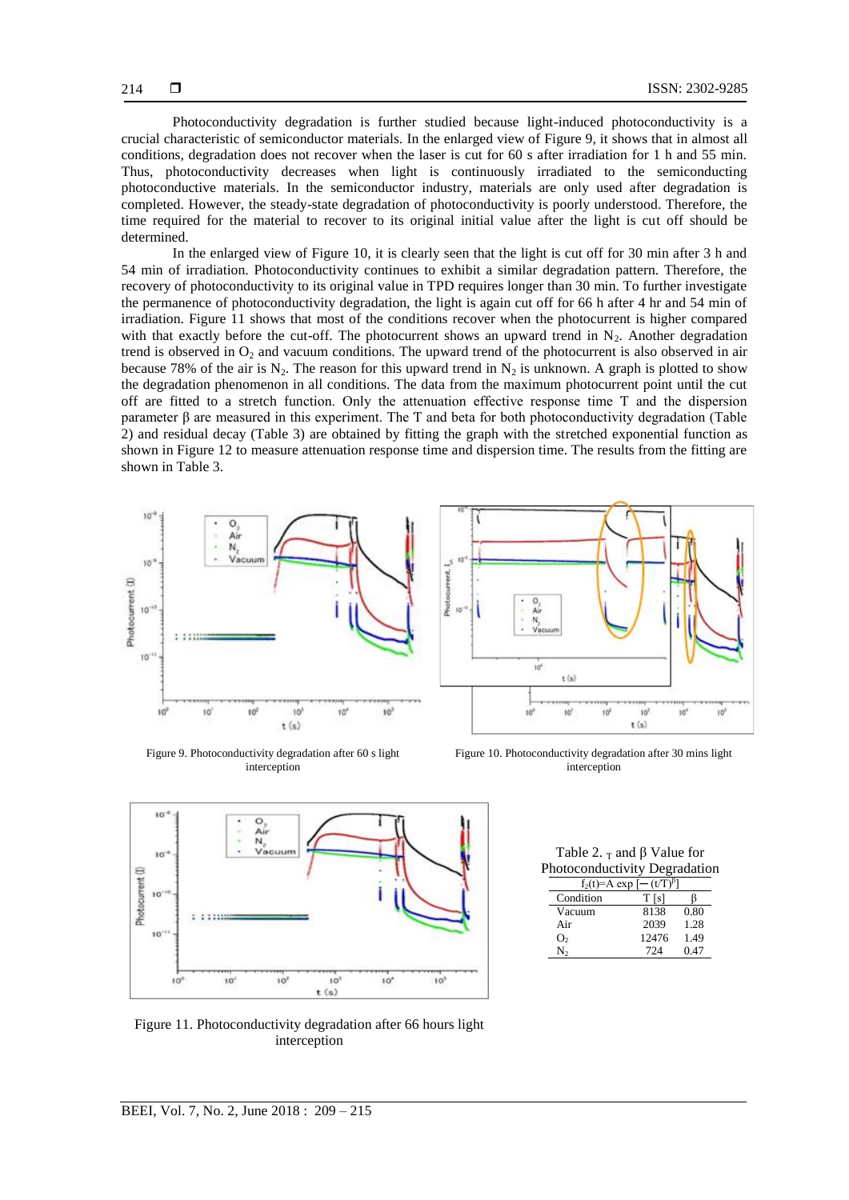Photoconductivity degradation is further studied because light-induced photoconductivity is a crucial characteristic of semiconductor materials. In the enlarged view of Figure 9, it shows that in almost all conditions, degradation does not recover when the laser is cut for 60 s after irradiation for 1 h and 55 min. Thus, photoconductivity decreases when light is continuously irradiated to the semiconducting photoconductive materials. In the semiconductor industry, materials are only used after degradation is completed. However, the steady-state degradation of photoconductivity is poorly understood. Therefore, the time required for the material to recover to its original initial value after the light is cut off should be determined.

In the enlarged view of Figure 10, it is clearly seen that the light is cut off for 30 min after 3 h and 54 min of irradiation. Photoconductivity continues to exhibit a similar degradation pattern. Therefore, the recovery of photoconductivity to its original value in TPD requires longer than 30 min. To further investigate the permanence of photoconductivity degradation, the light is again cut off for 66 h after 4 hr and 54 min of irradiation. Figure 11 shows that most of the conditions recover when the photocurrent is higher compared with that exactly before the cut-off. The photocurrent shows an upward trend in $N_2$. Another degradation trend is observed in $O_2$ and vacuum conditions. The upward trend of the photocurrent is also observed in air because 78% of the air is $N_2$. The reason for this upward trend in $N_2$ is unknown. A graph is plotted to show the degradation phenomenon in all conditions. The data from the maximum photocurrent point until the cut off are fitted to a stretch function. Only the attenuation effective response time T and the dispersion parameter β are measured in this experiment. The T and beta for both photoconductivity degradation (Table 2) and residual decay (Table 3) are obtained by fitting the graph with the stretched exponential function as shown in Figure 12 to measure attenuation response time and dispersion time. The results from the fitting are shown in Table 3.

Figure 9. Photoconductivity degradation after 60 s light interception

Figure 10. Photoconductivity degradation after 30 mins light interception

Figure 11. Photoconductivity degradation after 66 hours light interception

Table 2. $\tau$ and β Value for Photoconductivity Degradation

$f_2(t)=A \exp[-(t/T)^{\beta}]$

| Condition | T [s] | β |
|---|---|---|
| Vacuum | 8138 | 0.80 |
| Air | 2039 | 1.28 |
| $O_2$ | 12476 | 1.49 |
| $N_2$ | 724 | 0.47 |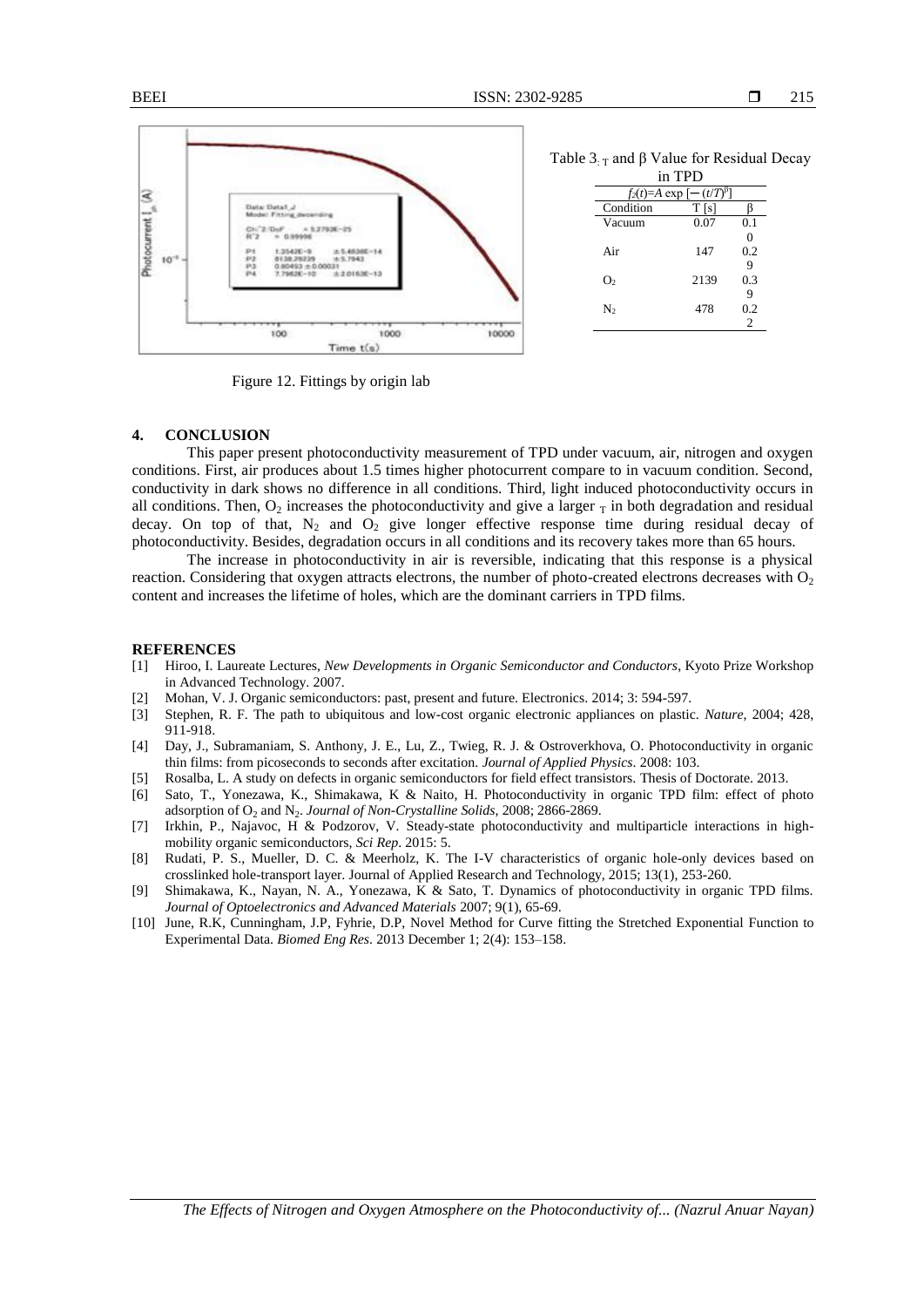Photocurrent $I_{ph}$ (A)

$10^{-9}$

Data: Data1_J
Model: Fitting decending

Chi^2/DoF = 5.2793E-25
R^2 = 0.99996

P1 1.3542E-9 ±5.4838E-14
P2 8138.29239 ±5.7943
P3 0.80453 ±0.00031
P4 7.7962E-10 ±2.0163E-13

100 1000 10000

Time t(s)

Figure 12. Fittings by origin lab

Table 3. τ and β Value for Residual Decay in TPD

| $f_2(t)=A\exp[-(t/\tau)^{\beta}]$ | | |
|---|---|---|
| Condition | τ [s] | β |
| Vacuum | 0.07 | 0.10 |
| Air | 147 | 0.29 |
| $O_2$ | 2139 | 0.39 |
| $N_2$ | 478 | 0.22 |

## 4. CONCLUSION

This paper present photoconductivity measurement of TPD under vacuum, air, nitrogen and oxygen conditions. First, air produces about 1.5 times higher photocurrent compare to in vacuum condition. Second, conductivity in dark shows no difference in all conditions. Third, light induced photoconductivity occurs in all conditions. Then, $O_2$ increases the photoconductivity and give a larger τ in both degradation and residual decay. On top of that, $N_2$ and $O_2$ give longer effective response time during residual decay of photoconductivity. Besides, degradation occurs in all conditions and its recovery takes more than 65 hours.

The increase in photoconductivity in air is reversible, indicating that this response is a physical reaction. Considering that oxygen attracts electrons, the number of photo-created electrons decreases with $O_2$ content and increases the lifetime of holes, which are the dominant carriers in TPD films.

## REFERENCES

[1] Hiroo, I. Laureate Lectures, *New Developments in Organic Semiconductor and Conductors*, Kyoto Prize Workshop in Advanced Technology. 2007.

[2] Mohan, V. J. Organic semiconductors: past, present and future. Electronics. 2014; 3: 594-597.

[3] Stephen, R. F. The path to ubiquitous and low-cost organic electronic appliances on plastic. *Nature*, 2004; 428, 911-918.

[4] Day, J., Subramaniam, S. Anthony, J. E., Lu, Z., Twieg, R. J. & Ostroverkhova, O. Photoconductivity in organic thin films: from picoseconds to seconds after excitation. *Journal of Applied Physics*. 2008: 103.

[5] Rosalba, L. A study on defects in organic semiconductors for field effect transistors. Thesis of Doctorate. 2013.

[6] Sato, T., Yonezawa, K., Shimakawa, K & Naito, H. Photoconductivity in organic TPD film: effect of photo adsorption of $O_2$ and $N_2$. *Journal of Non-Crystalline Solids*, 2008; 2866-2869.

[7] Irkhin, P., Najavoc, H & Podzorov, V. Steady-state photoconductivity and multiparticle interactions in high-mobility organic semiconductors, *Sci Rep*. 2015: 5.

[8] Rudati, P. S., Mueller, D. C. & Meerholz, K. The I-V characteristics of organic hole-only devices based on crosslinked hole-transport layer. Journal of Applied Research and Technology, 2015; 13(1), 253-260.

[9] Shimakawa, K., Nayan, N. A., Yonezawa, K & Sato, T. Dynamics of photoconductivity in organic TPD films. *Journal of Optoelectronics and Advanced Materials* 2007; 9(1), 65-69.

[10] June, R.K, Cunningham, J.P, Fyhrie, D.P, Novel Method for Curve fitting the Stretched Exponential Function to Experimental Data. *Biomed Eng Res*. 2013 December 1; 2(4): 153–158.